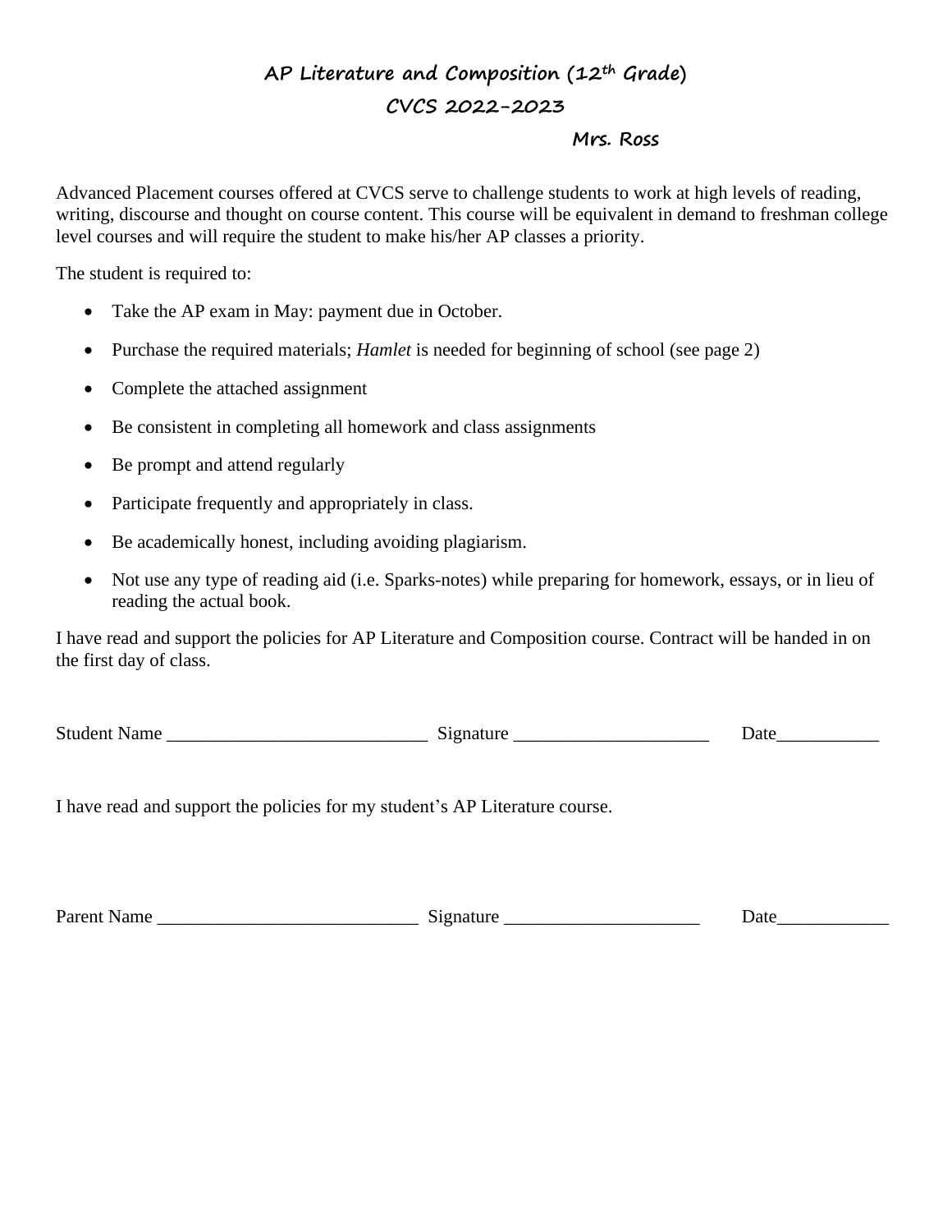# AP Literature and Composition (12th Grade)

## CVCS 2022-2023

### Mrs. Ross

Advanced Placement courses offered at CVCS serve to challenge students to work at high levels of reading, writing, discourse and thought on course content. This course will be equivalent in demand to freshman college level courses and will require the student to make his/her AP classes a priority.

The student is required to:

- Take the AP exam in May: payment due in October.
- Purchase the required materials; *Hamlet* is needed for beginning of school (see page 2)
- Complete the attached assignment
- Be consistent in completing all homework and class assignments
- Be prompt and attend regularly
- Participate frequently and appropriately in class.
- Be academically honest, including avoiding plagiarism.
- Not use any type of reading aid (i.e. Sparks-notes) while preparing for homework, essays, or in lieu of reading the actual book.

I have read and support the policies for AP Literature and Composition course. Contract will be handed in on the first day of class.

Student Name ____________________________ Signature _____________________ Date___________

I have read and support the policies for my student's AP Literature course.

Parent Name ____________________________ Signature _____________________ Date____________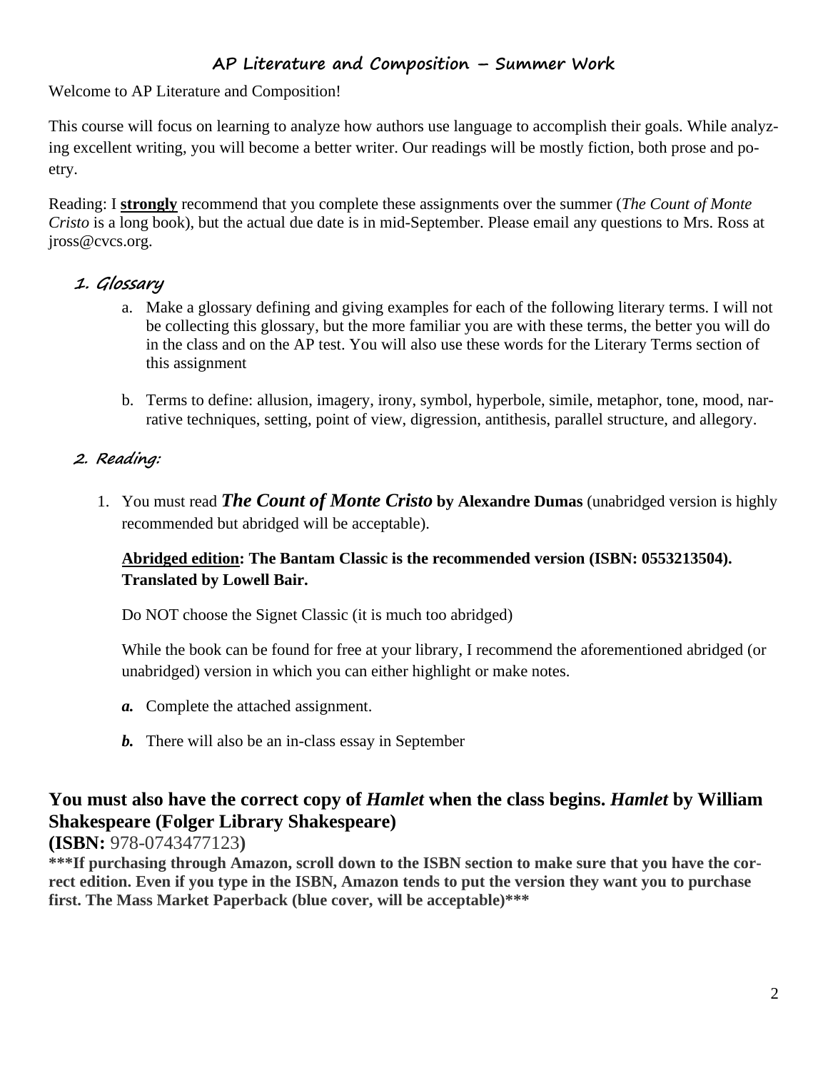## AP Literature and Composition – Summer Work

Welcome to AP Literature and Composition!

This course will focus on learning to analyze how authors use language to accomplish their goals. While analyzing excellent writing, you will become a better writer. Our readings will be mostly fiction, both prose and poetry.

Reading: I **<u>strongly</u>** recommend that you complete these assignments over the summer (*The Count of Monte Cristo* is a long book), but the actual due date is in mid-September. Please email any questions to Mrs. Ross at jross@cvcs.org.

### 1. Glossary

a. Make a glossary defining and giving examples for each of the following literary terms. I will not be collecting this glossary, but the more familiar you are with these terms, the better you will do in the class and on the AP test. You will also use these words for the Literary Terms section of this assignment

b. Terms to define: allusion, imagery, irony, symbol, hyperbole, simile, metaphor, tone, mood, narrative techniques, setting, point of view, digression, antithesis, parallel structure, and allegory.

### 2. Reading:

1. You must read ***The Count of Monte Cristo* by Alexandre Dumas** (unabridged version is highly recommended but abridged will be acceptable).

   **<u>Abridged edition</u>: The Bantam Classic is the recommended version (ISBN: 0553213504). Translated by Lowell Bair.**

   Do NOT choose the Signet Classic (it is much too abridged)

   While the book can be found for free at your library, I recommend the aforementioned abridged (or unabridged) version in which you can either highlight or make notes.

   ***a.*** Complete the attached assignment.

   ***b.*** There will also be an in-class essay in September

### You must also have the correct copy of *Hamlet* when the class begins. *Hamlet* by William Shakespeare (Folger Library Shakespeare)

**(ISBN:** 978-0743477123**)**

**\*\*\*If purchasing through Amazon, scroll down to the ISBN section to make sure that you have the correct edition. Even if you type in the ISBN, Amazon tends to put the version they want you to purchase first. The Mass Market Paperback (blue cover, will be acceptable)\*\*\***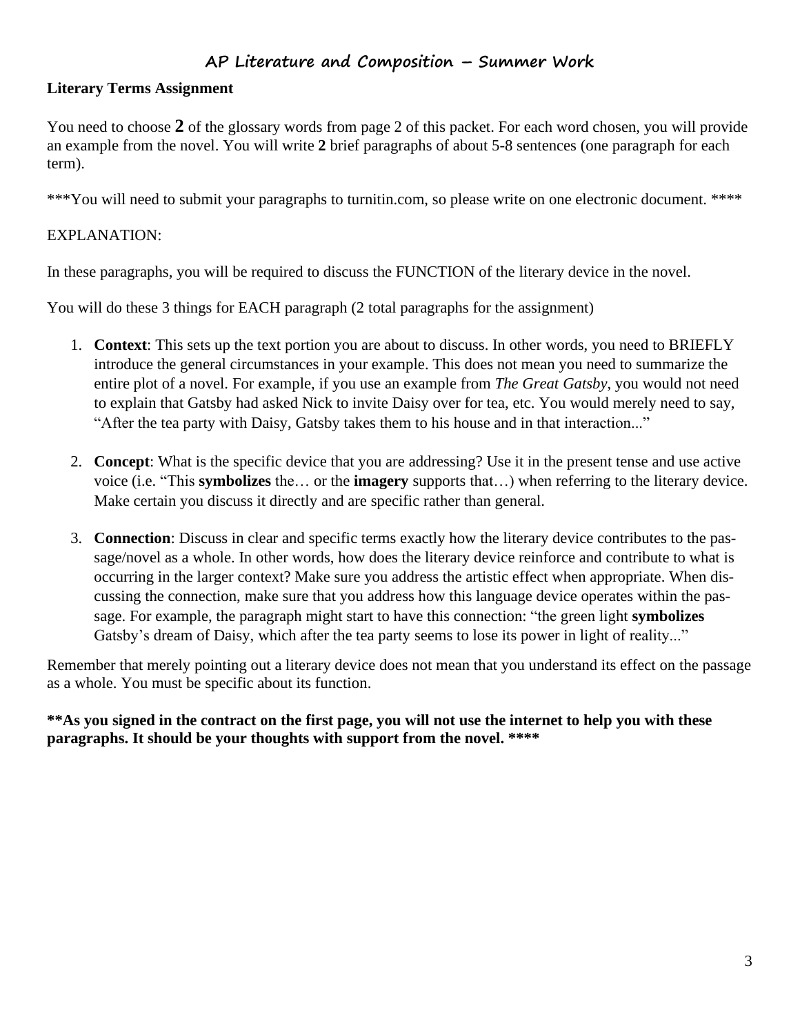# AP Literature and Composition – Summer Work

**Literary Terms Assignment**

You need to choose **2** of the glossary words from page 2 of this packet. For each word chosen, you will provide an example from the novel. You will write **2** brief paragraphs of about 5-8 sentences (one paragraph for each term).

***You will need to submit your paragraphs to turnitin.com, so please write on one electronic document. ****

EXPLANATION:

In these paragraphs, you will be required to discuss the FUNCTION of the literary device in the novel.

You will do these 3 things for EACH paragraph (2 total paragraphs for the assignment)

1. **Context**: This sets up the text portion you are about to discuss. In other words, you need to BRIEFLY introduce the general circumstances in your example. This does not mean you need to summarize the entire plot of a novel. For example, if you use an example from *The Great Gatsby*, you would not need to explain that Gatsby had asked Nick to invite Daisy over for tea, etc. You would merely need to say, "After the tea party with Daisy, Gatsby takes them to his house and in that interaction..."

2. **Concept**: What is the specific device that you are addressing? Use it in the present tense and use active voice (i.e. "This **symbolizes** the… or the **imagery** supports that…) when referring to the literary device. Make certain you discuss it directly and are specific rather than general.

3. **Connection**: Discuss in clear and specific terms exactly how the literary device contributes to the passage/novel as a whole. In other words, how does the literary device reinforce and contribute to what is occurring in the larger context? Make sure you address the artistic effect when appropriate. When discussing the connection, make sure that you address how this language device operates within the passage. For example, the paragraph might start to have this connection: "the green light **symbolizes** Gatsby's dream of Daisy, which after the tea party seems to lose its power in light of reality..."

Remember that merely pointing out a literary device does not mean that you understand its effect on the passage as a whole. You must be specific about its function.

**As you signed in the contract on the first page, you will not use the internet to help you with these paragraphs. It should be your thoughts with support from the novel. ******